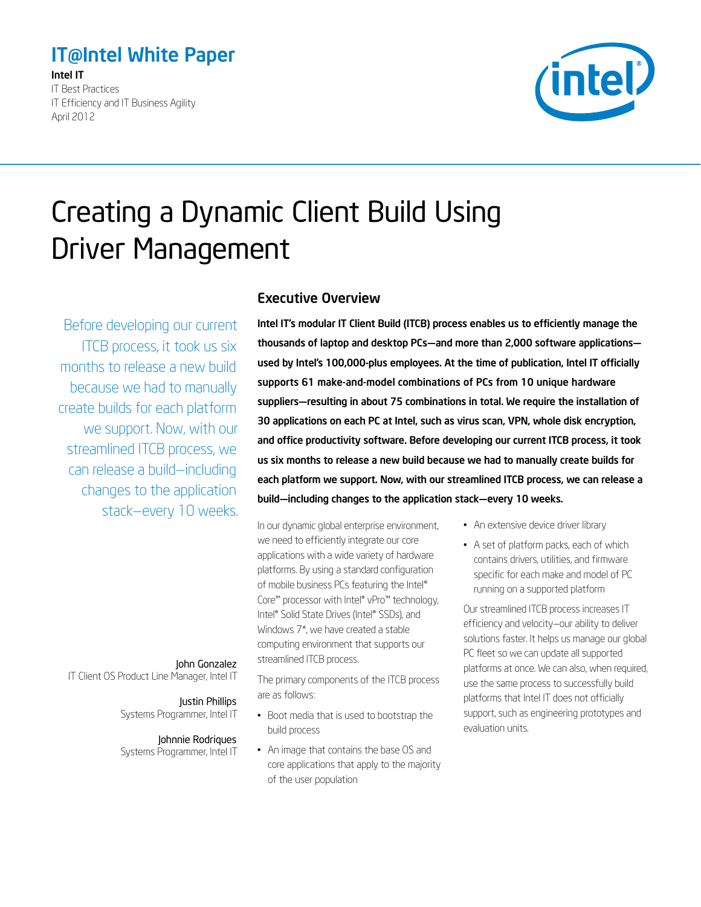**IT@Intel White Paper**

**Intel IT**
IT Best Practices
IT Efficiency and IT Business Agility
April 2012

# Creating a Dynamic Client Build Using Driver Management

Before developing our current ITCB process, it took us six months to release a new build because we had to manually create builds for each platform we support. Now, with our streamlined ITCB process, we can release a build—including changes to the application stack—every 10 weeks.

John Gonzalez
IT Client OS Product Line Manager, Intel IT

Justin Phillips
Systems Programmer, Intel IT

Johnnie Rodriques
Systems Programmer, Intel IT

## Executive Overview

**Intel IT's modular IT Client Build (ITCB) process enables us to efficiently manage the thousands of laptop and desktop PCs—and more than 2,000 software applications—used by Intel's 100,000-plus employees. At the time of publication, Intel IT officially supports 61 make-and-model combinations of PCs from 10 unique hardware suppliers—resulting in about 75 combinations in total. We require the installation of 30 applications on each PC at Intel, such as virus scan, VPN, whole disk encryption, and office productivity software. Before developing our current ITCB process, it took us six months to release a new build because we had to manually create builds for each platform we support. Now, with our streamlined ITCB process, we can release a build—including changes to the application stack—every 10 weeks.**

In our dynamic global enterprise environment, we need to efficiently integrate our core applications with a wide variety of hardware platforms. By using a standard configuration of mobile business PCs featuring the Intel® Core™ processor with Intel® vPro™ technology, Intel® Solid State Drives (Intel® SSDs), and Windows 7*, we have created a stable computing environment that supports our streamlined ITCB process.

The primary components of the ITCB process are as follows:

- Boot media that is used to bootstrap the build process
- An image that contains the base OS and core applications that apply to the majority of the user population
- An extensive device driver library
- A set of platform packs, each of which contains drivers, utilities, and firmware specific for each make and model of PC running on a supported platform

Our streamlined ITCB process increases IT efficiency and velocity—our ability to deliver solutions faster. It helps us manage our global PC fleet so we can update all supported platforms at once. We can also, when required, use the same process to successfully build platforms that Intel IT does not officially support, such as engineering prototypes and evaluation units.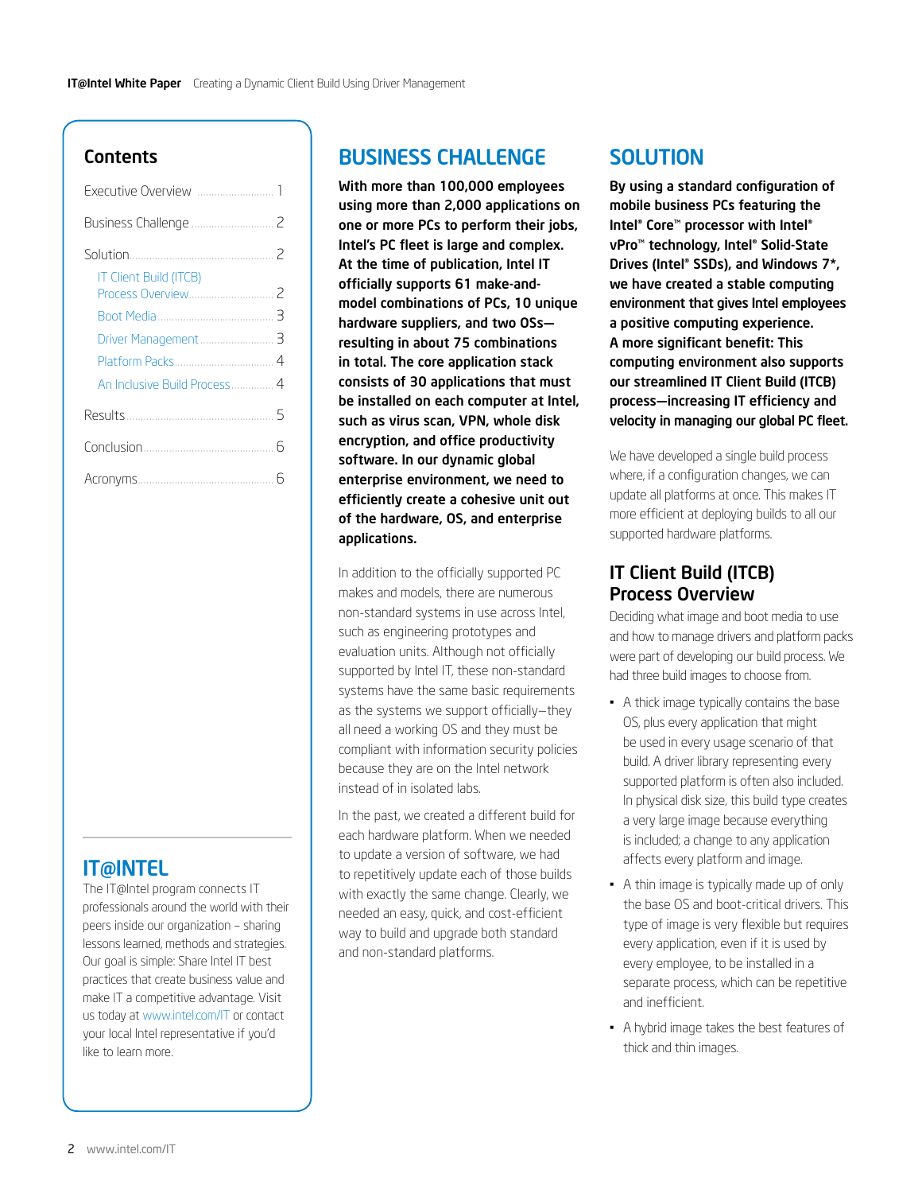## Contents

Executive Overview ........................... 1

Business Challenge ........................... 2

Solution ........................... 2

- IT Client Build (ITCB) Process Overview ........................... 2
- Boot Media ........................... 3
- Driver Management ........................... 3
- Platform Packs ........................... 4
- An Inclusive Build Process ........................... 4

Results ........................... 5

Conclusion ........................... 6

Acronyms ........................... 6

## IT@INTEL

The IT@Intel program connects IT professionals around the world with their peers inside our organization – sharing lessons learned, methods and strategies. Our goal is simple: Share Intel IT best practices that create business value and make IT a competitive advantage. Visit us today at www.intel.com/IT or contact your local Intel representative if you'd like to learn more.

## BUSINESS CHALLENGE

**With more than 100,000 employees using more than 2,000 applications on one or more PCs to perform their jobs, Intel's PC fleet is large and complex. At the time of publication, Intel IT officially supports 61 make-and-model combinations of PCs, 10 unique hardware suppliers, and two OSs—resulting in about 75 combinations in total. The core application stack consists of 30 applications that must be installed on each computer at Intel, such as virus scan, VPN, whole disk encryption, and office productivity software. In our dynamic global enterprise environment, we need to efficiently create a cohesive unit out of the hardware, OS, and enterprise applications.**

In addition to the officially supported PC makes and models, there are numerous non-standard systems in use across Intel, such as engineering prototypes and evaluation units. Although not officially supported by Intel IT, these non-standard systems have the same basic requirements as the systems we support officially—they all need a working OS and they must be compliant with information security policies because they are on the Intel network instead of in isolated labs.

In the past, we created a different build for each hardware platform. When we needed to update a version of software, we had to repetitively update each of those builds with exactly the same change. Clearly, we needed an easy, quick, and cost-efficient way to build and upgrade both standard and non-standard platforms.

## SOLUTION

**By using a standard configuration of mobile business PCs featuring the Intel® Core™ processor with Intel® vPro™ technology, Intel® Solid-State Drives (Intel® SSDs), and Windows 7*, we have created a stable computing environment that gives Intel employees a positive computing experience. A more significant benefit: This computing environment also supports our streamlined IT Client Build (ITCB) process—increasing IT efficiency and velocity in managing our global PC fleet.**

We have developed a single build process where, if a configuration changes, we can update all platforms at once. This makes IT more efficient at deploying builds to all our supported hardware platforms.

### IT Client Build (ITCB) Process Overview

Deciding what image and boot media to use and how to manage drivers and platform packs were part of developing our build process. We had three build images to choose from.

- A thick image typically contains the base OS, plus every application that might be used in every usage scenario of that build. A driver library representing every supported platform is often also included. In physical disk size, this build type creates a very large image because everything is included; a change to any application affects every platform and image.
- A thin image is typically made up of only the base OS and boot-critical drivers. This type of image is very flexible but requires every application, even if it is used by every employee, to be installed in a separate process, which can be repetitive and inefficient.
- A hybrid image takes the best features of thick and thin images.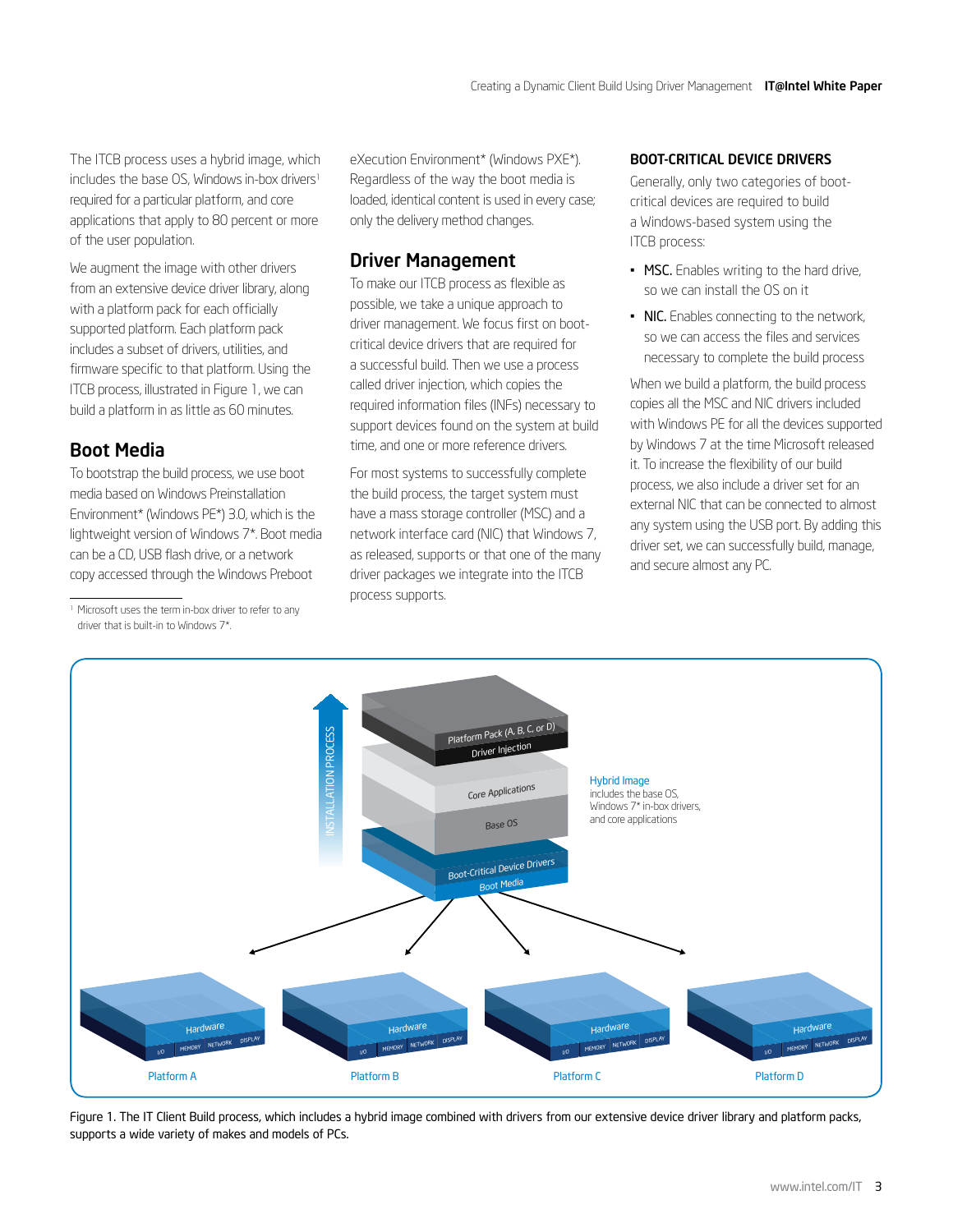The ITCB process uses a hybrid image, which includes the base OS, Windows in-box drivers[1] required for a particular platform, and core applications that apply to 80 percent or more of the user population.

We augment the image with other drivers from an extensive device driver library, along with a platform pack for each officially supported platform. Each platform pack includes a subset of drivers, utilities, and firmware specific to that platform. Using the ITCB process, illustrated in Figure 1, we can build a platform in as little as 60 minutes.

## Boot Media

To bootstrap the build process, we use boot media based on Windows Preinstallation Environment* (Windows PE*) 3.0, which is the lightweight version of Windows 7*. Boot media can be a CD, USB flash drive, or a network copy accessed through the Windows Preboot eXecution Environment* (Windows PXE*). Regardless of the way the boot media is loaded, identical content is used in every case; only the delivery method changes.

[1] Microsoft uses the term in-box driver to refer to any driver that is built-in to Windows 7*.

## Driver Management

To make our ITCB process as flexible as possible, we take a unique approach to driver management. We focus first on boot-critical device drivers that are required for a successful build. Then we use a process called driver injection, which copies the required information files (INFs) necessary to support devices found on the system at build time, and one or more reference drivers.

For most systems to successfully complete the build process, the target system must have a mass storage controller (MSC) and a network interface card (NIC) that Windows 7, as released, supports by one of the many driver packages we integrate into the ITCB process supports.

### BOOT-CRITICAL DEVICE DRIVERS

Generally, only two categories of boot-critical devices are required to build a Windows-based system using the ITCB process:

- **MSC.** Enables writing to the hard drive, so we can install the OS on it
- **NIC.** Enables connecting to the network, so we can access the files and services necessary to complete the build process

When we build a platform, the build process copies all the MSC and NIC drivers included with Windows PE for all the devices supported by Windows 7 at the time Microsoft released it. To increase the flexibility of our build process, we also include a driver set for an external NIC that can be connected to almost any system using the USB port. By adding this driver set, we can successfully build, manage, and secure almost any PC.

Figure 1. The IT Client Build process, which includes a hybrid image combined with drivers from our extensive device driver library and platform packs, supports a wide variety of makes and models of PCs.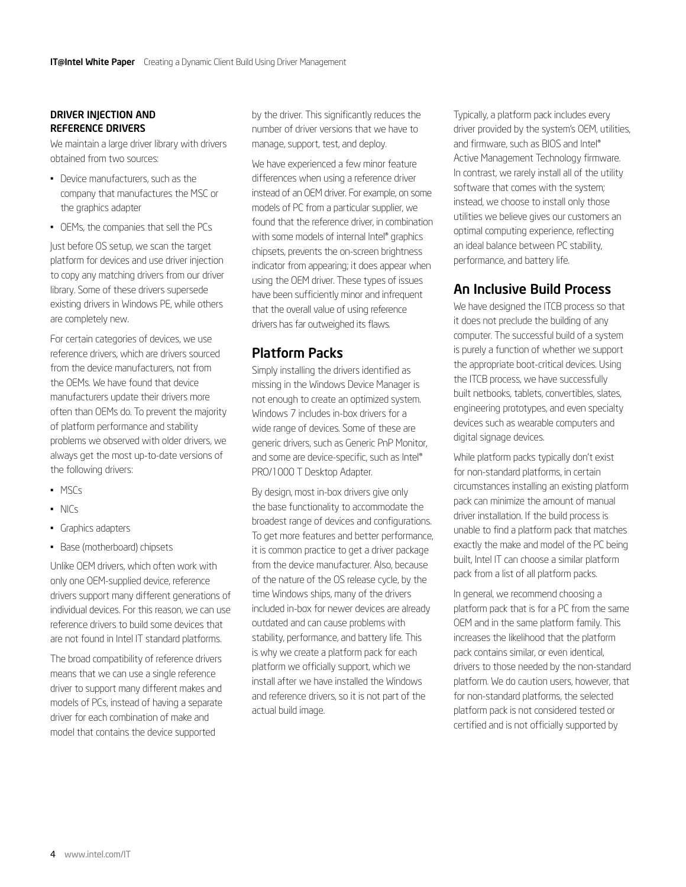### DRIVER INJECTION AND REFERENCE DRIVERS

We maintain a large driver library with drivers obtained from two sources:

- Device manufacturers, such as the company that manufactures the MSC or the graphics adapter
- OEMs, the companies that sell the PCs

Just before OS setup, we scan the target platform for devices and use driver injection to copy any matching drivers from our driver library. Some of these drivers supersede existing drivers in Windows PE, while others are completely new.

For certain categories of devices, we use reference drivers, which are drivers sourced from the device manufacturers, not from the OEMs. We have found that device manufacturers update their drivers more often than OEMs do. To prevent the majority of platform performance and stability problems we observed with older drivers, we always get the most up-to-date versions of the following drivers:

- MSCs
- NICs
- Graphics adapters
- Base (motherboard) chipsets

Unlike OEM drivers, which often work with only one OEM-supplied device, reference drivers support many different generations of individual devices. For this reason, we can use reference drivers to build some devices that are not found in Intel IT standard platforms.

The broad compatibility of reference drivers means that we can use a single reference driver to support many different makes and models of PCs, instead of having a separate driver for each combination of make and model that contains the device supported by the driver. This significantly reduces the number of driver versions that we have to manage, support, test, and deploy.

We have experienced a few minor feature differences when using a reference driver instead of an OEM driver. For example, on some models of PC from a particular supplier, we found that the reference driver, in combination with some models of internal Intel® graphics chipsets, prevents the on-screen brightness indicator from appearing; it does appear when using the OEM driver. These types of issues have been sufficiently minor and infrequent that the overall value of using reference drivers has far outweighed its flaws.

## Platform Packs

Simply installing the drivers identified as missing in the Windows Device Manager is not enough to create an optimized system. Windows 7 includes in-box drivers for a wide range of devices. Some of these are generic drivers, such as Generic PnP Monitor, and some are device-specific, such as Intel® PRO/1000 T Desktop Adapter.

By design, most in-box drivers give only the base functionality to accommodate the broadest range of devices and configurations. To get more features and better performance, it is common practice to get a driver package from the device manufacturer. Also, because of the nature of the OS release cycle, by the time Windows ships, many of the drivers included in-box for newer devices are already outdated and can cause problems with stability, performance, and battery life. This is why we create a platform pack for each platform we officially support, which we install after we have installed the Windows and reference drivers, so it is not part of the actual build image.

Typically, a platform pack includes every driver provided by the system's OEM, utilities, and firmware, such as BIOS and Intel® Active Management Technology firmware. In contrast, we rarely install all of the utility software that comes with the system; instead, we choose to install only those utilities we believe gives our customers an optimal computing experience, reflecting an ideal balance between PC stability, performance, and battery life.

## An Inclusive Build Process

We have designed the ITCB process so that it does not preclude the building of any computer. The successful build of a system is purely a function of whether we support the appropriate boot-critical devices. Using the ITCB process, we have successfully built netbooks, tablets, convertibles, slates, engineering prototypes, and even specialty devices such as wearable computers and digital signage devices.

While platform packs typically don't exist for non-standard platforms, in certain circumstances installing an existing platform pack can minimize the amount of manual driver installation. If the build process is unable to find a platform pack that matches exactly the make and model of the PC being built, Intel IT can choose a similar platform pack from a list of all platform packs.

In general, we recommend choosing a platform pack that is for a PC from the same OEM and in the same platform family. This increases the likelihood that the platform pack contains similar, or even identical, drivers to those needed by the non-standard platform. We do caution users, however, that for non-standard platforms, the selected platform pack is not considered tested or certified and is not officially supported by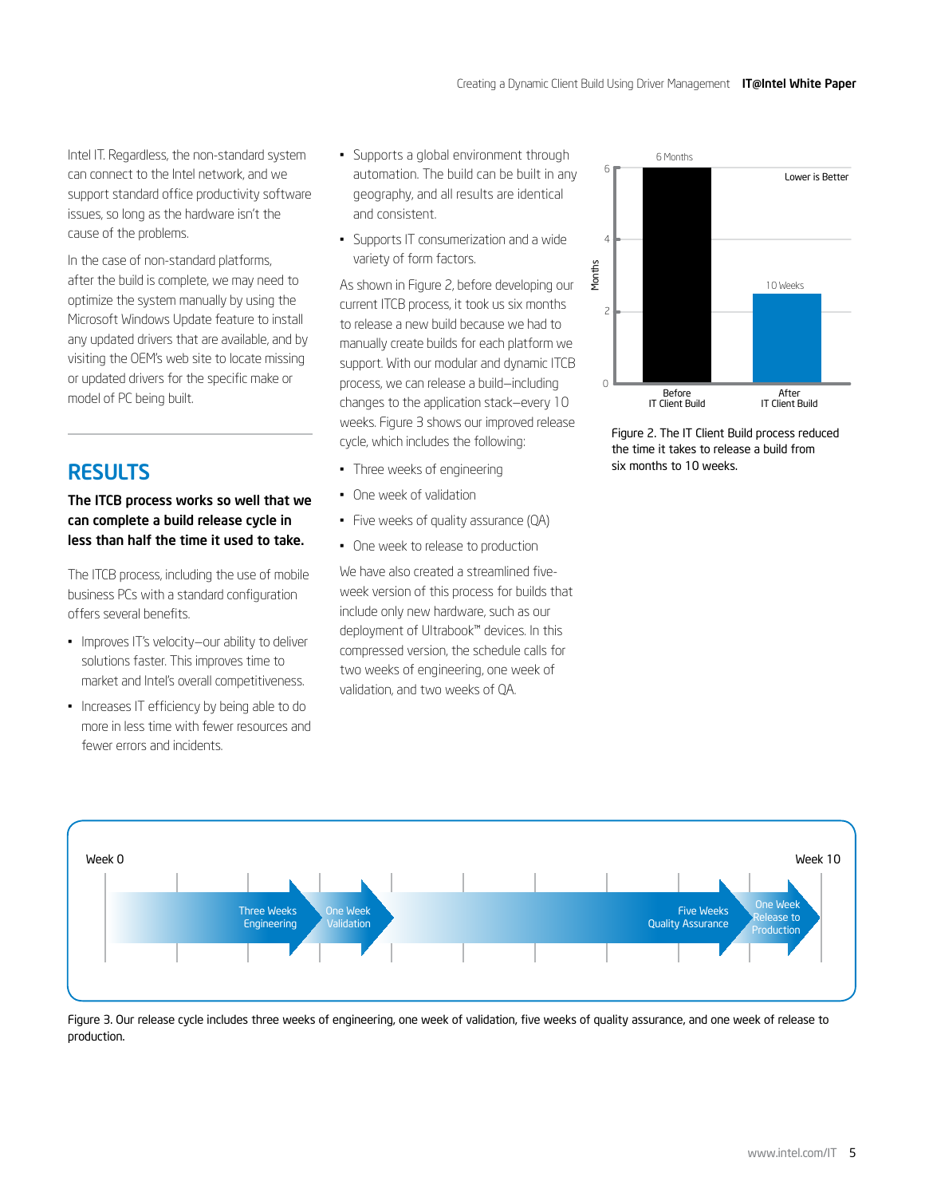Intel IT. Regardless, the non-standard system can connect to the Intel network, and we support standard office productivity software issues, so long as the hardware isn't the cause of the problems.

In the case of non-standard platforms, after the build is complete, we may need to optimize the system manually by using the Microsoft Windows Update feature to install any updated drivers that are available, and by visiting the OEM's web site to locate missing or updated drivers for the specific make or model of PC being built.

## RESULTS

**The ITCB process works so well that we can complete a build release cycle in less than half the time it used to take.**

The ITCB process, including the use of mobile business PCs with a standard configuration offers several benefits.

- Improves IT's velocity—our ability to deliver solutions faster. This improves time to market and Intel's overall competitiveness.
- Increases IT efficiency by being able to do more in less time with fewer resources and fewer errors and incidents.
- Supports a global environment through automation. The build can be built in any geography, and all results are identical and consistent.
- Supports IT consumerization and a wide variety of form factors.

As shown in Figure 2, before developing our current ITCB process, it took us six months to release a new build because we had to manually create builds for each platform we support. With our modular and dynamic ITCB process, we can release a build—including changes to the application stack—every 10 weeks. Figure 3 shows our improved release cycle, which includes the following:

- Three weeks of engineering
- One week of validation
- Five weeks of quality assurance (QA)
- One week to release to production

We have also created a streamlined five-week version of this process for builds that include only new hardware, such as our deployment of Ultrabook™ devices. In this compressed version, the schedule calls for two weeks of engineering, one week of validation, and two weeks of QA.

Figure 2. The IT Client Build process reduced the time it takes to release a build from six months to 10 weeks.

Figure 3. Our release cycle includes three weeks of engineering, one week of validation, five weeks of quality assurance, and one week of release to production.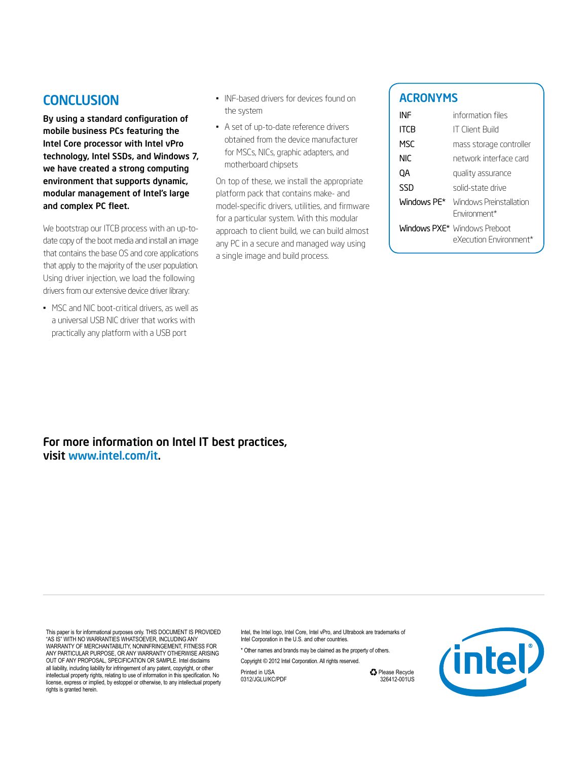## CONCLUSION

**By using a standard configuration of mobile business PCs featuring the Intel Core processor with Intel vPro technology, Intel SSDs, and Windows 7, we have created a strong computing environment that supports dynamic, modular management of Intel's large and complex PC fleet.**

We bootstrap our ITCB process with an up-to-date copy of the boot media and install an image that contains the base OS and core applications that apply to the majority of the user population. Using driver injection, we load the following drivers from our extensive device driver library:

- MSC and NIC boot-critical drivers, as well as a universal USB NIC driver that works with practically any platform with a USB port
- INF-based drivers for devices found on the system
- A set of up-to-date reference drivers obtained from the device manufacturer for MSCs, NICs, graphic adapters, and motherboard chipsets

On top of these, we install the appropriate platform pack that contains make- and model-specific drivers, utilities, and firmware for a particular system. With this modular approach to client build, we can build almost any PC in a secure and managed way using a single image and build process.

## ACRONYMS

| | |
|---|---|
| INF | information files |
| ITCB | IT Client Build |
| MSC | mass storage controller |
| NIC | network interface card |
| QA | quality assurance |
| SSD | solid-state drive |
| Windows PE* | Windows Preinstallation Environment* |
| Windows PXE* | Windows Preboot eXecution Environment* |

**For more information on Intel IT best practices, visit www.intel.com/it.**

This paper is for informational purposes only. THIS DOCUMENT IS PROVIDED "AS IS" WITH NO WARRANTIES WHATSOEVER, INCLUDING ANY WARRANTY OF MERCHANTABILITY, NONINFRINGEMENT, FITNESS FOR ANY PARTICULAR PURPOSE, OR ANY WARRANTY OTHERWISE ARISING OUT OF ANY PROPOSAL, SPECIFICATION OR SAMPLE. Intel disclaims all liability, including liability for infringement of any patent, copyright, or other intellectual property rights, relating to use of information in this specification. No license, express or implied, by estoppel or otherwise, to any intellectual property rights is granted herein.

Intel, the Intel logo, Intel Core, Intel vPro, and Ultrabook are trademarks of Intel Corporation in the U.S. and other countries.

* Other names and brands may be claimed as the property of others.

Copyright © 2012 Intel Corporation. All rights reserved.

Printed in USA
0312/JGLU/KC/PDF

Please Recycle
326412-001US